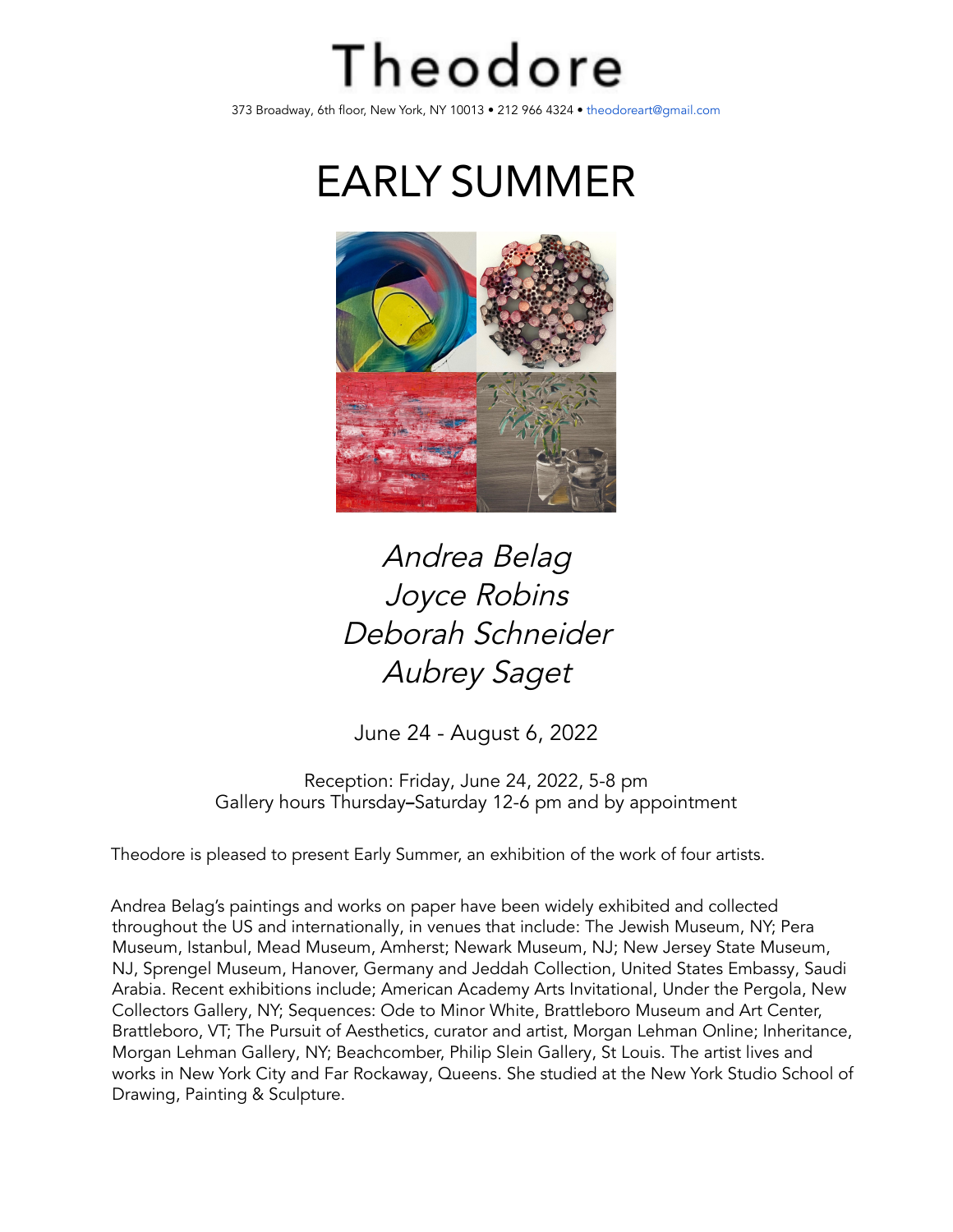# Theodore

373 Broadway, 6th floor, New York, NY 10013 • 212 966 4324 • theodoreart@gmail.com

# EARLY SUMMER

*Andrea Belag*
*Joyce Robins*
*Deborah Schneider*
*Aubrey Saget*

June 24 - August 6, 2022

Reception: Friday, June 24, 2022, 5-8 pm
Gallery hours Thursday–Saturday 12-6 pm and by appointment

Theodore is pleased to present Early Summer, an exhibition of the work of four artists.

Andrea Belag's paintings and works on paper have been widely exhibited and collected throughout the US and internationally, in venues that include: The Jewish Museum, NY; Pera Museum, Istanbul, Mead Museum, Amherst; Newark Museum, NJ; New Jersey State Museum, NJ, Sprengel Museum, Hanover, Germany and Jeddah Collection, United States Embassy, Saudi Arabia. Recent exhibitions include; American Academy Arts Invitational, Under the Pergola, New Collectors Gallery, NY; Sequences: Ode to Minor White, Brattleboro Museum and Art Center, Brattleboro, VT; The Pursuit of Aesthetics, curator and artist, Morgan Lehman Online; Inheritance, Morgan Lehman Gallery, NY; Beachcomber, Philip Slein Gallery, St Louis. The artist lives and works in New York City and Far Rockaway, Queens. She studied at the New York Studio School of Drawing, Painting & Sculpture.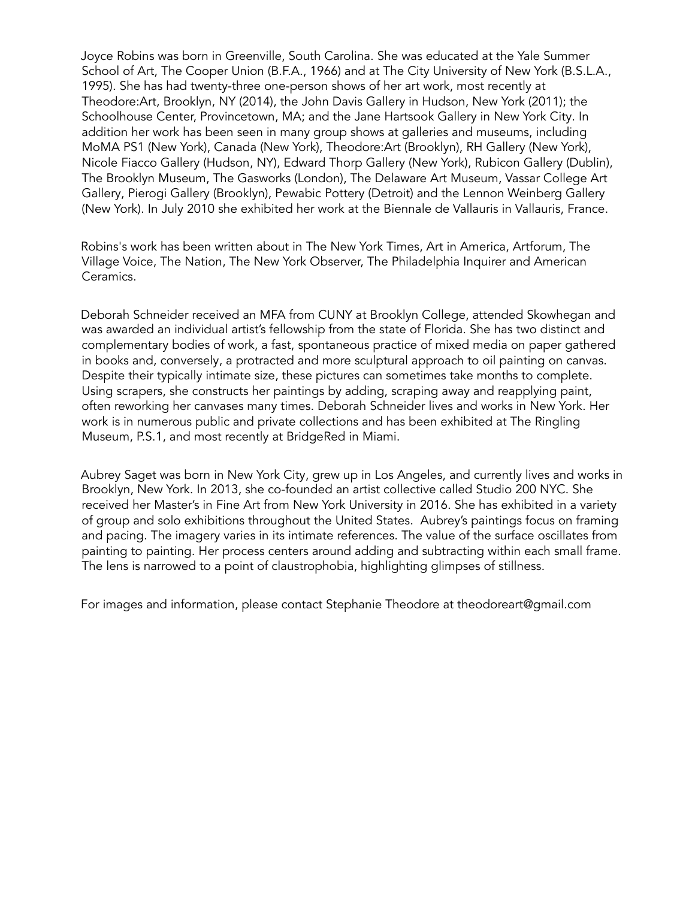Joyce Robins was born in Greenville, South Carolina. She was educated at the Yale Summer School of Art, The Cooper Union (B.F.A., 1966) and at The City University of New York (B.S.L.A., 1995). She has had twenty-three one-person shows of her art work, most recently at Theodore:Art, Brooklyn, NY (2014), the John Davis Gallery in Hudson, New York (2011); the Schoolhouse Center, Provincetown, MA; and the Jane Hartsook Gallery in New York City. In addition her work has been seen in many group shows at galleries and museums, including MoMA PS1 (New York), Canada (New York), Theodore:Art (Brooklyn), RH Gallery (New York), Nicole Fiacco Gallery (Hudson, NY), Edward Thorp Gallery (New York), Rubicon Gallery (Dublin), The Brooklyn Museum, The Gasworks (London), The Delaware Art Museum, Vassar College Art Gallery, Pierogi Gallery (Brooklyn), Pewabic Pottery (Detroit) and the Lennon Weinberg Gallery (New York). In July 2010 she exhibited her work at the Biennale de Vallauris in Vallauris, France.

Robins's work has been written about in The New York Times, Art in America, Artforum, The Village Voice, The Nation, The New York Observer, The Philadelphia Inquirer and American Ceramics.

Deborah Schneider received an MFA from CUNY at Brooklyn College, attended Skowhegan and was awarded an individual artist's fellowship from the state of Florida. She has two distinct and complementary bodies of work, a fast, spontaneous practice of mixed media on paper gathered in books and, conversely, a protracted and more sculptural approach to oil painting on canvas. Despite their typically intimate size, these pictures can sometimes take months to complete. Using scrapers, she constructs her paintings by adding, scraping away and reapplying paint, often reworking her canvases many times. Deborah Schneider lives and works in New York. Her work is in numerous public and private collections and has been exhibited at The Ringling Museum, P.S.1, and most recently at BridgeRed in Miami.

Aubrey Saget was born in New York City, grew up in Los Angeles, and currently lives and works in Brooklyn, New York. In 2013, she co-founded an artist collective called Studio 200 NYC. She received her Master's in Fine Art from New York University in 2016. She has exhibited in a variety of group and solo exhibitions throughout the United States. Aubrey's paintings focus on framing and pacing. The imagery varies in its intimate references. The value of the surface oscillates from painting to painting. Her process centers around adding and subtracting within each small frame. The lens is narrowed to a point of claustrophobia, highlighting glimpses of stillness.

For images and information, please contact Stephanie Theodore at theodoreart@gmail.com